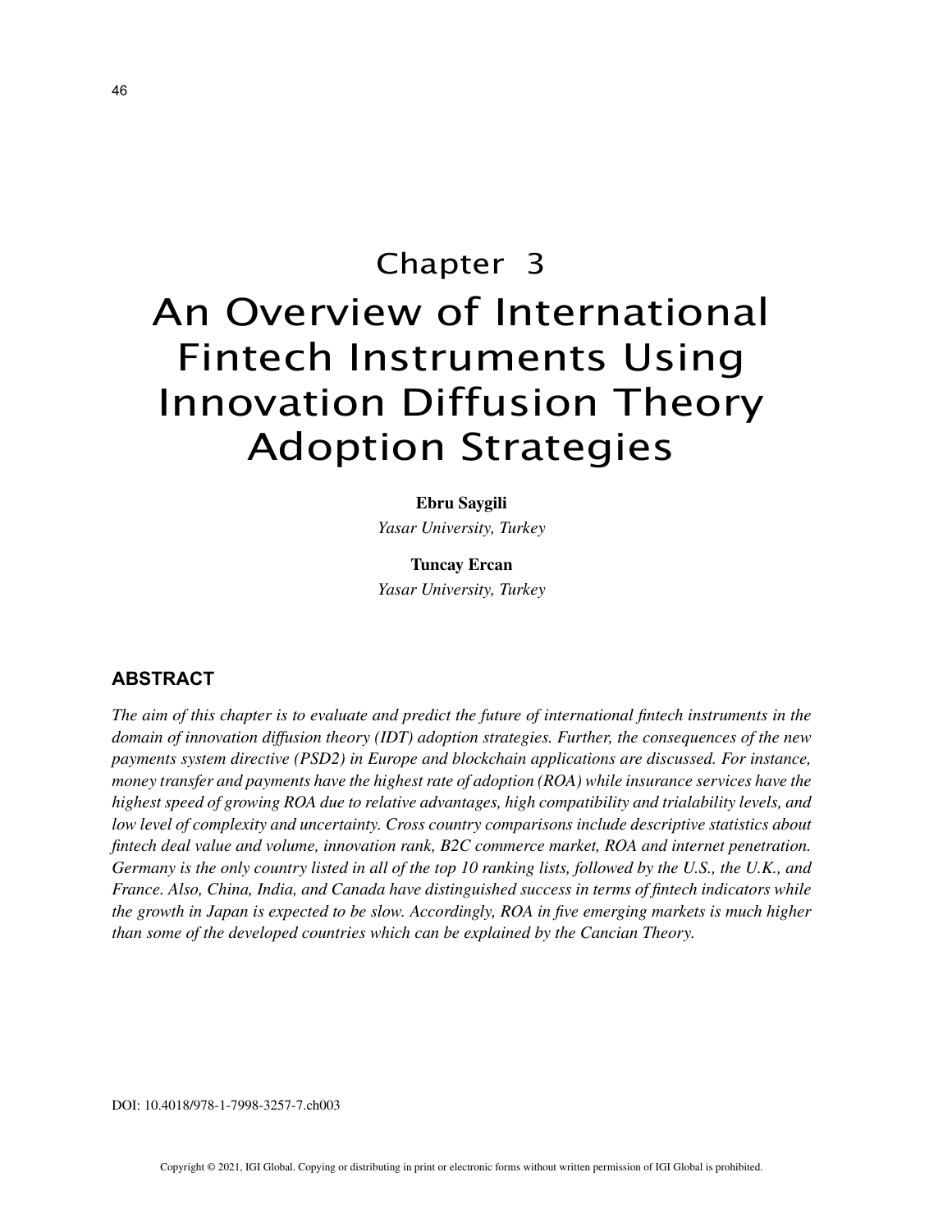# Chapter 3

# An Overview of International Fintech Instruments Using Innovation Diffusion Theory Adoption Strategies

**Ebru Saygili**
*Yasar University, Turkey*

**Tuncay Ercan**
*Yasar University, Turkey*

## ABSTRACT

*The aim of this chapter is to evaluate and predict the future of international fintech instruments in the domain of innovation diffusion theory (IDT) adoption strategies. Further, the consequences of the new payments system directive (PSD2) in Europe and blockchain applications are discussed. For instance, money transfer and payments have the highest rate of adoption (ROA) while insurance services have the highest speed of growing ROA due to relative advantages, high compatibility and trialability levels, and low level of complexity and uncertainty. Cross country comparisons include descriptive statistics about fintech deal value and volume, innovation rank, B2C commerce market, ROA and internet penetration. Germany is the only country listed in all of the top 10 ranking lists, followed by the U.S., the U.K., and France. Also, China, India, and Canada have distinguished success in terms of fintech indicators while the growth in Japan is expected to be slow. Accordingly, ROA in five emerging markets is much higher than some of the developed countries which can be explained by the Cancian Theory.*

DOI: 10.4018/978-1-7998-3257-7.ch003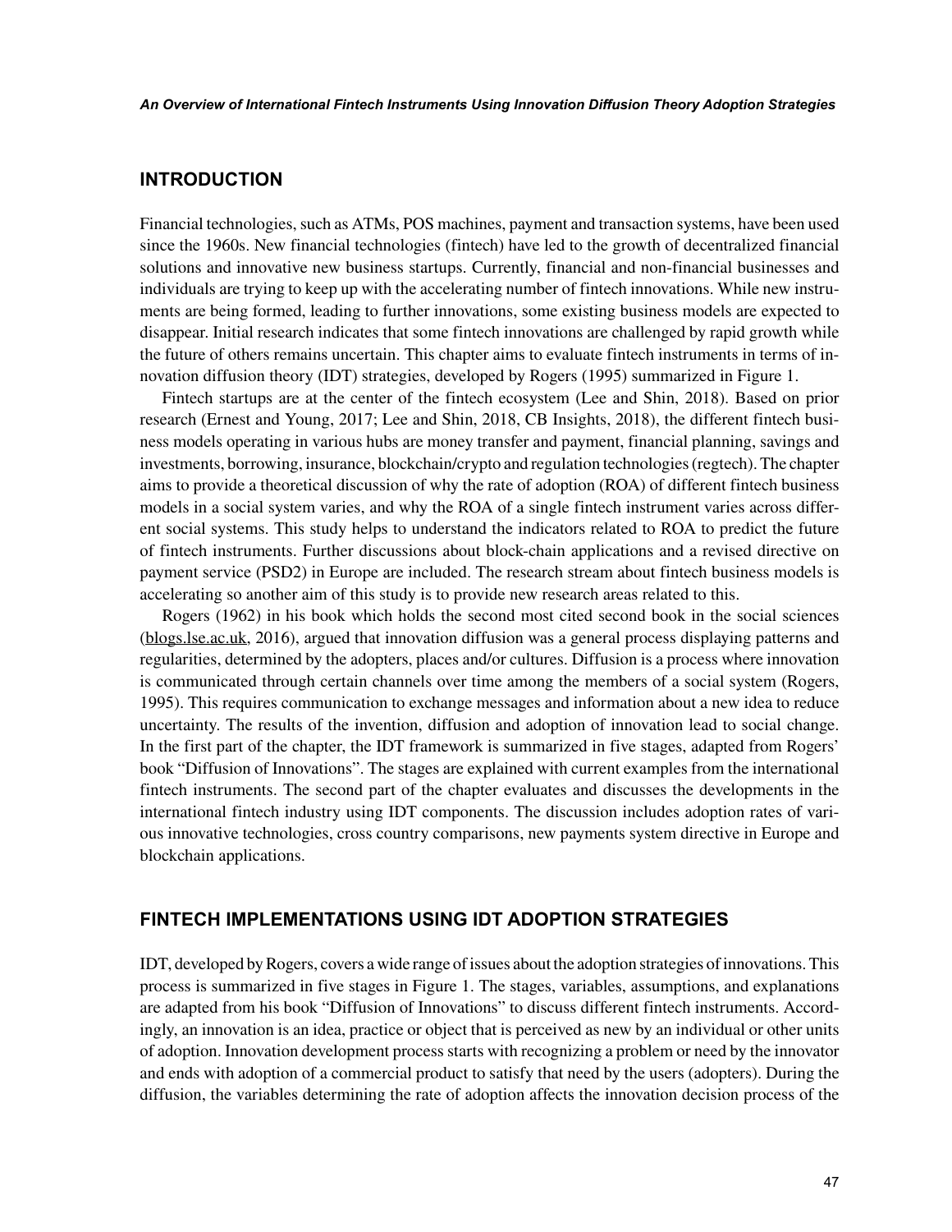## INTRODUCTION

Financial technologies, such as ATMs, POS machines, payment and transaction systems, have been used since the 1960s. New financial technologies (fintech) have led to the growth of decentralized financial solutions and innovative new business startups. Currently, financial and non-financial businesses and individuals are trying to keep up with the accelerating number of fintech innovations. While new instruments are being formed, leading to further innovations, some existing business models are expected to disappear. Initial research indicates that some fintech innovations are challenged by rapid growth while the future of others remains uncertain. This chapter aims to evaluate fintech instruments in terms of innovation diffusion theory (IDT) strategies, developed by Rogers (1995) summarized in Figure 1.

Fintech startups are at the center of the fintech ecosystem (Lee and Shin, 2018). Based on prior research (Ernest and Young, 2017; Lee and Shin, 2018, CB Insights, 2018), the different fintech business models operating in various hubs are money transfer and payment, financial planning, savings and investments, borrowing, insurance, blockchain/crypto and regulation technologies (regtech). The chapter aims to provide a theoretical discussion of why the rate of adoption (ROA) of different fintech business models in a social system varies, and why the ROA of a single fintech instrument varies across different social systems. This study helps to understand the indicators related to ROA to predict the future of fintech instruments. Further discussions about block-chain applications and a revised directive on payment service (PSD2) in Europe are included. The research stream about fintech business models is accelerating so another aim of this study is to provide new research areas related to this.

Rogers (1962) in his book which holds the second most cited second book in the social sciences (blogs.lse.ac.uk, 2016), argued that innovation diffusion was a general process displaying patterns and regularities, determined by the adopters, places and/or cultures. Diffusion is a process where innovation is communicated through certain channels over time among the members of a social system (Rogers, 1995). This requires communication to exchange messages and information about a new idea to reduce uncertainty. The results of the invention, diffusion and adoption of innovation lead to social change. In the first part of the chapter, the IDT framework is summarized in five stages, adapted from Rogers' book "Diffusion of Innovations". The stages are explained with current examples from the international fintech instruments. The second part of the chapter evaluates and discusses the developments in the international fintech industry using IDT components. The discussion includes adoption rates of various innovative technologies, cross country comparisons, new payments system directive in Europe and blockchain applications.

## FINTECH IMPLEMENTATIONS USING IDT ADOPTION STRATEGIES

IDT, developed by Rogers, covers a wide range of issues about the adoption strategies of innovations. This process is summarized in five stages in Figure 1. The stages, variables, assumptions, and explanations are adapted from his book "Diffusion of Innovations" to discuss different fintech instruments. Accordingly, an innovation is an idea, practice or object that is perceived as new by an individual or other units of adoption. Innovation development process starts with recognizing a problem or need by the innovator and ends with adoption of a commercial product to satisfy that need by the users (adopters). During the diffusion, the variables determining the rate of adoption affects the innovation decision process of the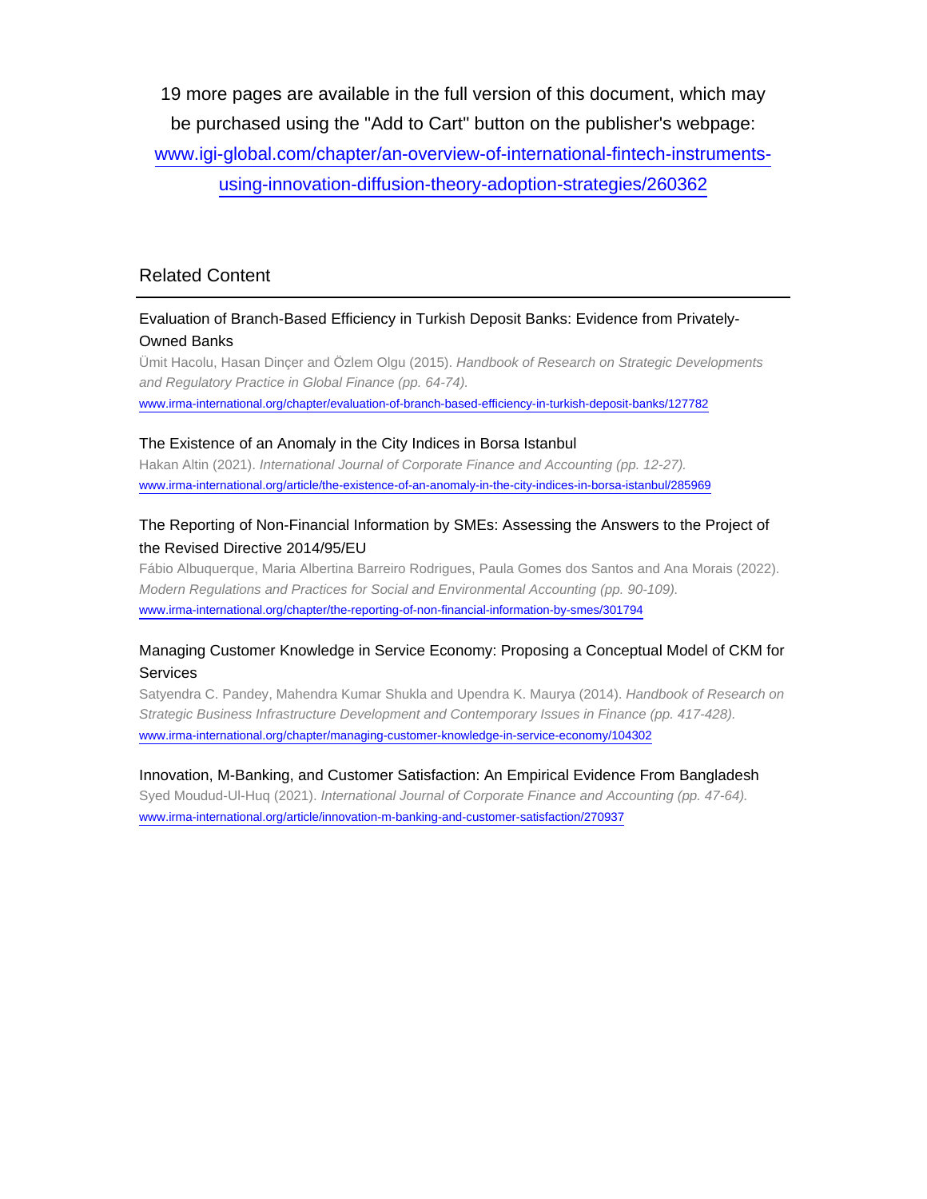19 more pages are available in the full version of this document, which may be purchased using the "Add to Cart" button on the publisher's webpage: www.igi-global.com/chapter/an-overview-of-international-fintech-instruments-using-innovation-diffusion-theory-adoption-strategies/260362

## Related Content

Evaluation of Branch-Based Efficiency in Turkish Deposit Banks: Evidence from Privately-Owned Banks
Ümit Hacolu, Hasan Dinçer and Özlem Olgu (2015). *Handbook of Research on Strategic Developments and Regulatory Practice in Global Finance (pp. 64-74).*
www.irma-international.org/chapter/evaluation-of-branch-based-efficiency-in-turkish-deposit-banks/127782

The Existence of an Anomaly in the City Indices in Borsa Istanbul
Hakan Altin (2021). *International Journal of Corporate Finance and Accounting (pp. 12-27).*
www.irma-international.org/article/the-existence-of-an-anomaly-in-the-city-indices-in-borsa-istanbul/285969

The Reporting of Non-Financial Information by SMEs: Assessing the Answers to the Project of the Revised Directive 2014/95/EU
Fábio Albuquerque, Maria Albertina Barreiro Rodrigues, Paula Gomes dos Santos and Ana Morais (2022). *Modern Regulations and Practices for Social and Environmental Accounting (pp. 90-109).*
www.irma-international.org/chapter/the-reporting-of-non-financial-information-by-smes/301794

Managing Customer Knowledge in Service Economy: Proposing a Conceptual Model of CKM for Services
Satyendra C. Pandey, Mahendra Kumar Shukla and Upendra K. Maurya (2014). *Handbook of Research on Strategic Business Infrastructure Development and Contemporary Issues in Finance (pp. 417-428).*
www.irma-international.org/chapter/managing-customer-knowledge-in-service-economy/104302

Innovation, M-Banking, and Customer Satisfaction: An Empirical Evidence From Bangladesh
Syed Moudud-Ul-Huq (2021). *International Journal of Corporate Finance and Accounting (pp. 47-64).*
www.irma-international.org/article/innovation-m-banking-and-customer-satisfaction/270937